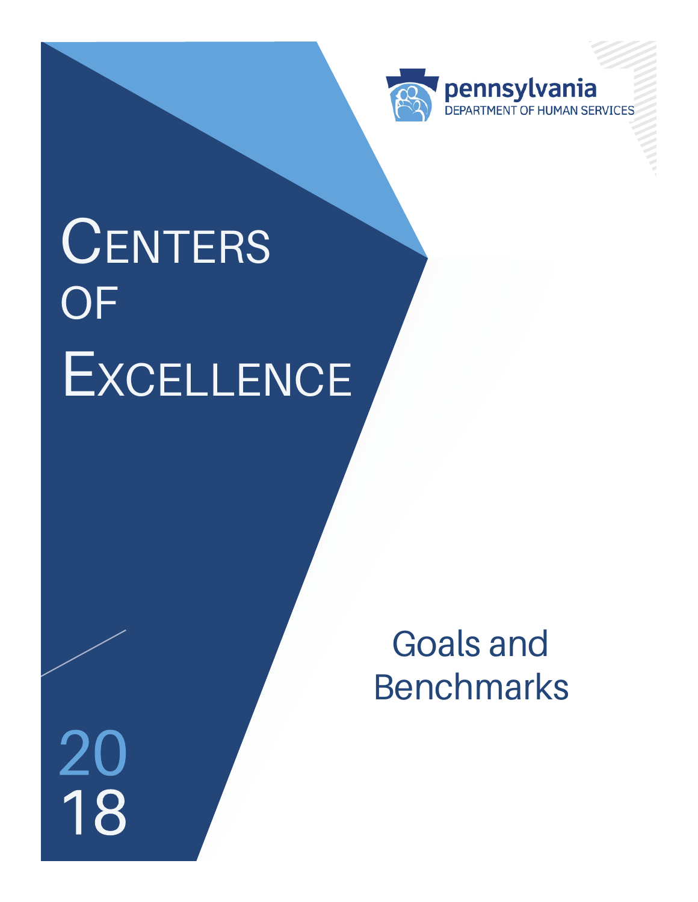pennsylvania
DEPARTMENT OF HUMAN SERVICES

# Centers of Excellence

## Goals and Benchmarks

2018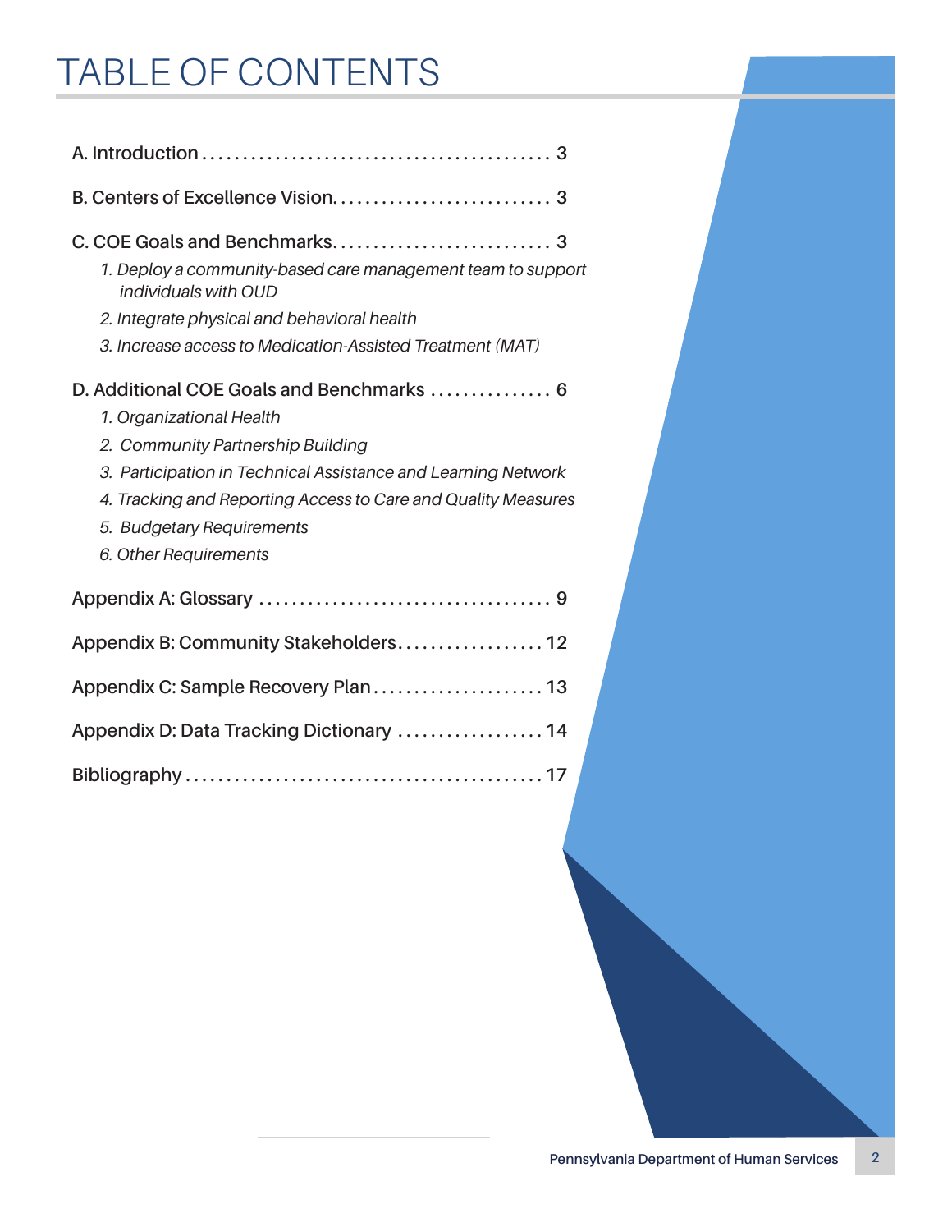# TABLE OF CONTENTS

A. Introduction .......................................... 3

B. Centers of Excellence Vision.......................... 3

C. COE Goals and Benchmarks.......................... 3

*1. Deploy a community-based care management team to support individuals with OUD*

*2. Integrate physical and behavioral health*

*3. Increase access to Medication-Assisted Treatment (MAT)*

D. Additional COE Goals and Benchmarks .............. 6

*1. Organizational Health*

*2. Community Partnership Building*

*3. Participation in Technical Assistance and Learning Network*

*4. Tracking and Reporting Access to Care and Quality Measures*

*5. Budgetary Requirements*

*6. Other Requirements*

Appendix A: Glossary .................................. 9

Appendix B: Community Stakeholders................. 12

Appendix C: Sample Recovery Plan.................... 13

Appendix D: Data Tracking Dictionary ................. 14

Bibliography.......................................... 17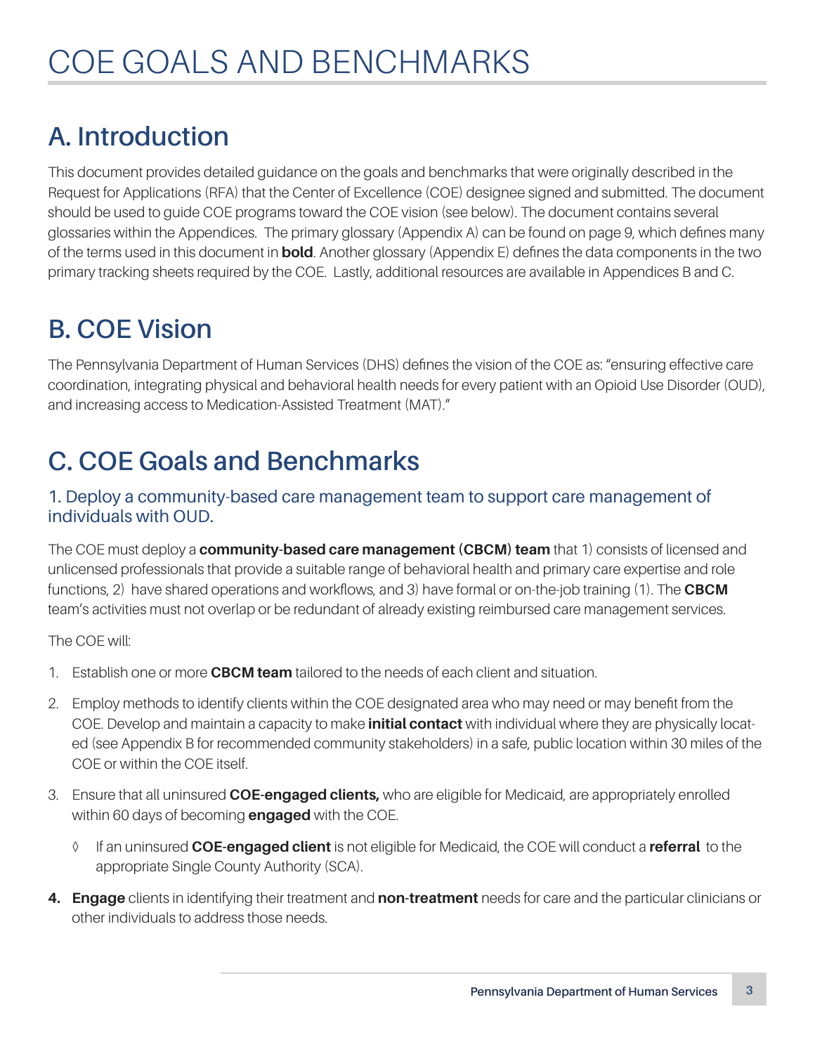# COE GOALS AND BENCHMARKS

## A. Introduction

This document provides detailed guidance on the goals and benchmarks that were originally described in the Request for Applications (RFA) that the Center of Excellence (COE) designee signed and submitted. The document should be used to guide COE programs toward the COE vision (see below). The document contains several glossaries within the Appendices. The primary glossary (Appendix A) can be found on page 9, which defines many of the terms used in this document in **bold**. Another glossary (Appendix E) defines the data components in the two primary tracking sheets required by the COE. Lastly, additional resources are available in Appendices B and C.

## B. COE Vision

The Pennsylvania Department of Human Services (DHS) defines the vision of the COE as: "ensuring effective care coordination, integrating physical and behavioral health needs for every patient with an Opioid Use Disorder (OUD), and increasing access to Medication-Assisted Treatment (MAT)."

## C. COE Goals and Benchmarks

### 1. Deploy a community-based care management team to support care management of individuals with OUD.

The COE must deploy a **community-based care management (CBCM) team** that 1) consists of licensed and unlicensed professionals that provide a suitable range of behavioral health and primary care expertise and role functions, 2) have shared operations and workflows, and 3) have formal or on-the-job training (1). The **CBCM** team's activities must not overlap or be redundant of already existing reimbursed care management services.

The COE will:

1. Establish one or more **CBCM team** tailored to the needs of each client and situation.
2. Employ methods to identify clients within the COE designated area who may need or may benefit from the COE. Develop and maintain a capacity to make **initial contact** with individual where they are physically located (see Appendix B for recommended community stakeholders) in a safe, public location within 30 miles of the COE or within the COE itself.
3. Ensure that all uninsured **COE-engaged clients,** who are eligible for Medicaid, are appropriately enrolled within 60 days of becoming **engaged** with the COE.
   - ◊ If an uninsured **COE-engaged client** is not eligible for Medicaid, the COE will conduct a **referral** to the appropriate Single County Authority (SCA).
4. **Engage** clients in identifying their treatment and **non-treatment** needs for care and the particular clinicians or other individuals to address those needs.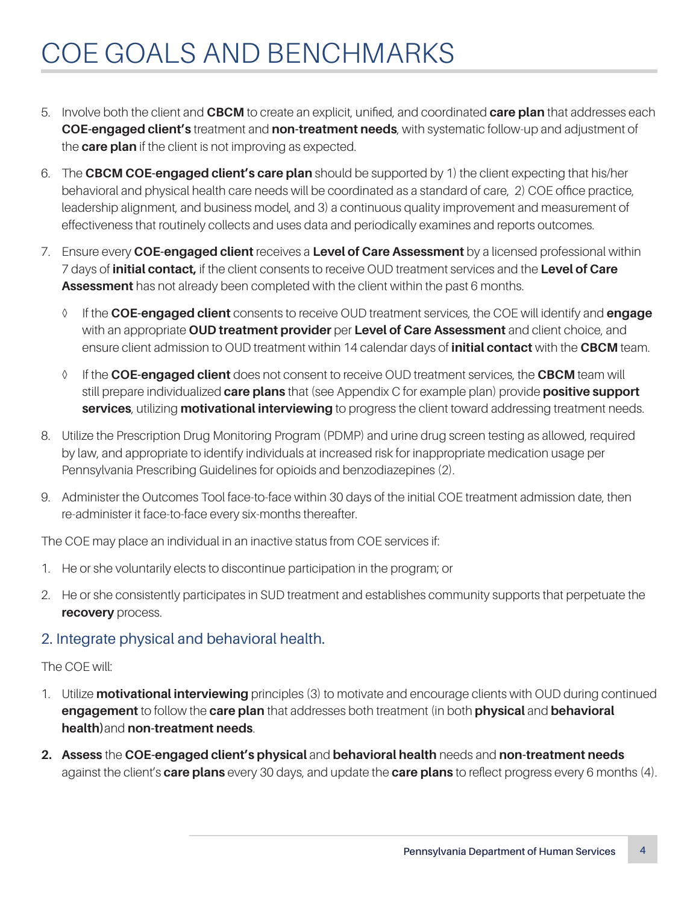# COE GOALS AND BENCHMARKS

5. Involve both the client and **CBCM** to create an explicit, unified, and coordinated **care plan** that addresses each **COE-engaged client's** treatment and **non-treatment needs**, with systematic follow-up and adjustment of the **care plan** if the client is not improving as expected.

6. The **CBCM COE-engaged client's care plan** should be supported by 1) the client expecting that his/her behavioral and physical health care needs will be coordinated as a standard of care, 2) COE office practice, leadership alignment, and business model, and 3) a continuous quality improvement and measurement of effectiveness that routinely collects and uses data and periodically examines and reports outcomes.

7. Ensure every **COE-engaged client** receives a **Level of Care Assessment** by a licensed professional within 7 days of **initial contact,** if the client consents to receive OUD treatment services and the **Level of Care Assessment** has not already been completed with the client within the past 6 months.

   ◊ If the **COE-engaged client** consents to receive OUD treatment services, the COE will identify and **engage** with an appropriate **OUD treatment provider** per **Level of Care Assessment** and client choice, and ensure client admission to OUD treatment within 14 calendar days of **initial contact** with the **CBCM** team.

   ◊ If the **COE-engaged client** does not consent to receive OUD treatment services, the **CBCM** team will still prepare individualized **care plans** that (see Appendix C for example plan) provide **positive support services**, utilizing **motivational interviewing** to progress the client toward addressing treatment needs.

8. Utilize the Prescription Drug Monitoring Program (PDMP) and urine drug screen testing as allowed, required by law, and appropriate to identify individuals at increased risk for inappropriate medication usage per Pennsylvania Prescribing Guidelines for opioids and benzodiazepines (2).

9. Administer the Outcomes Tool face-to-face within 30 days of the initial COE treatment admission date, then re-administer it face-to-face every six-months thereafter.

The COE may place an individual in an inactive status from COE services if:

1. He or she voluntarily elects to discontinue participation in the program; or

2. He or she consistently participates in SUD treatment and establishes community supports that perpetuate the **recovery** process.

## 2. Integrate physical and behavioral health.

The COE will:

1. Utilize **motivational interviewing** principles (3) to motivate and encourage clients with OUD during continued **engagement** to follow the **care plan** that addresses both treatment (in both **physical** and **behavioral health)** and **non-treatment needs**.

2. **Assess** the **COE-engaged client's physical** and **behavioral health** needs and **non-treatment needs** against the client's **care plans** every 30 days, and update the **care plans** to reflect progress every 6 months (4).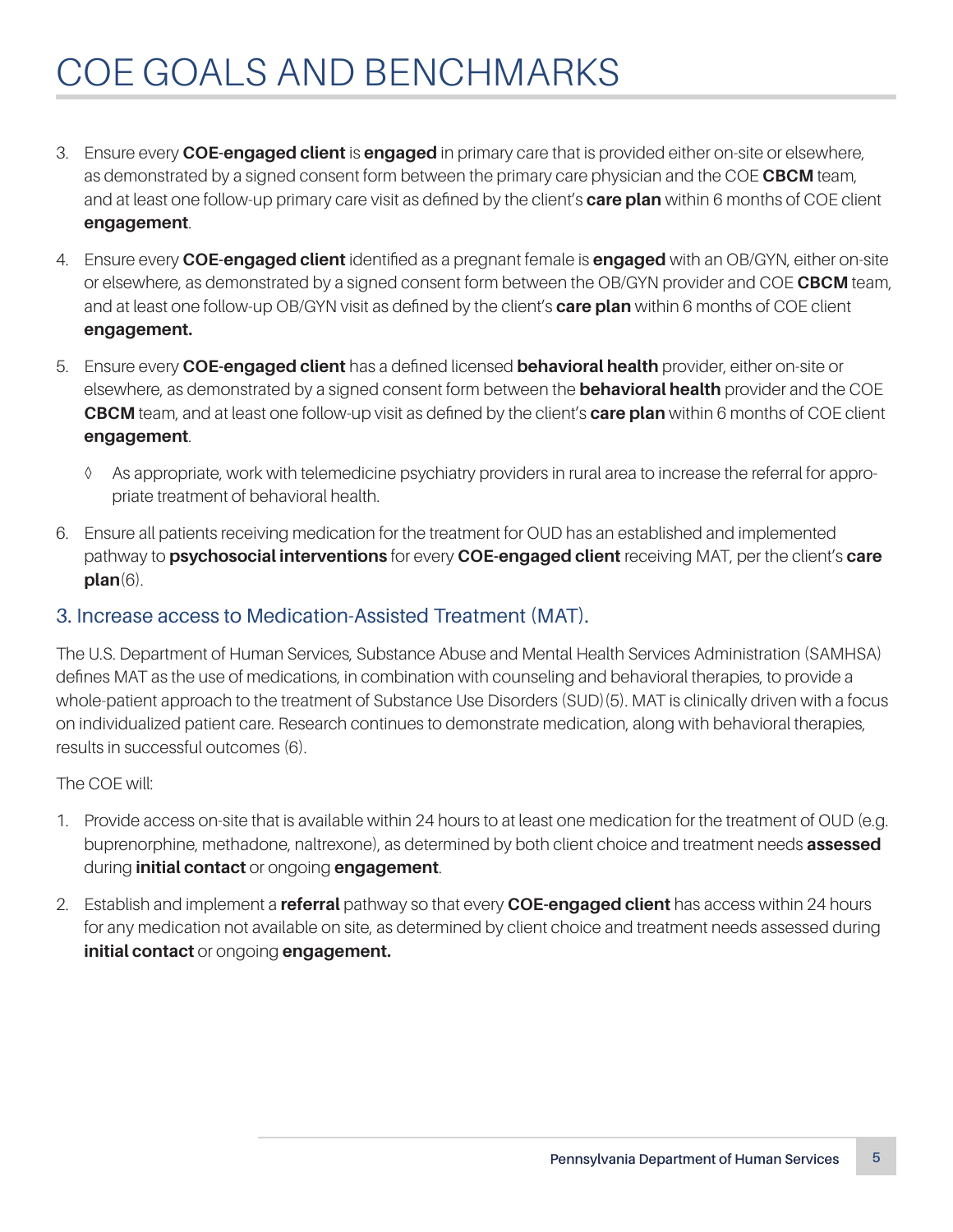# COE GOALS AND BENCHMARKS

3. Ensure every **COE-engaged client** is **engaged** in primary care that is provided either on-site or elsewhere, as demonstrated by a signed consent form between the primary care physician and the COE **CBCM** team, and at least one follow-up primary care visit as defined by the client's **care plan** within 6 months of COE client **engagement**.

4. Ensure every **COE-engaged client** identified as a pregnant female is **engaged** with an OB/GYN, either on-site or elsewhere, as demonstrated by a signed consent form between the OB/GYN provider and COE **CBCM** team, and at least one follow-up OB/GYN visit as defined by the client's **care plan** within 6 months of COE client **engagement.**

5. Ensure every **COE-engaged client** has a defined licensed **behavioral health** provider, either on-site or elsewhere, as demonstrated by a signed consent form between the **behavioral health** provider and the COE **CBCM** team, and at least one follow-up visit as defined by the client's **care plan** within 6 months of COE client **engagement**.

   ◊ As appropriate, work with telemedicine psychiatry providers in rural area to increase the referral for appropriate treatment of behavioral health.

6. Ensure all patients receiving medication for the treatment for OUD has an established and implemented pathway to **psychosocial interventions** for every **COE-engaged client** receiving MAT, per the client's **care plan**(6).

## 3. Increase access to Medication-Assisted Treatment (MAT).

The U.S. Department of Human Services, Substance Abuse and Mental Health Services Administration (SAMHSA) defines MAT as the use of medications, in combination with counseling and behavioral therapies, to provide a whole-patient approach to the treatment of Substance Use Disorders (SUD)(5). MAT is clinically driven with a focus on individualized patient care. Research continues to demonstrate medication, along with behavioral therapies, results in successful outcomes (6).

The COE will:

1. Provide access on-site that is available within 24 hours to at least one medication for the treatment of OUD (e.g. buprenorphine, methadone, naltrexone), as determined by both client choice and treatment needs **assessed** during **initial contact** or ongoing **engagement**.

2. Establish and implement a **referral** pathway so that every **COE-engaged client** has access within 24 hours for any medication not available on site, as determined by client choice and treatment needs assessed during **initial contact** or ongoing **engagement.**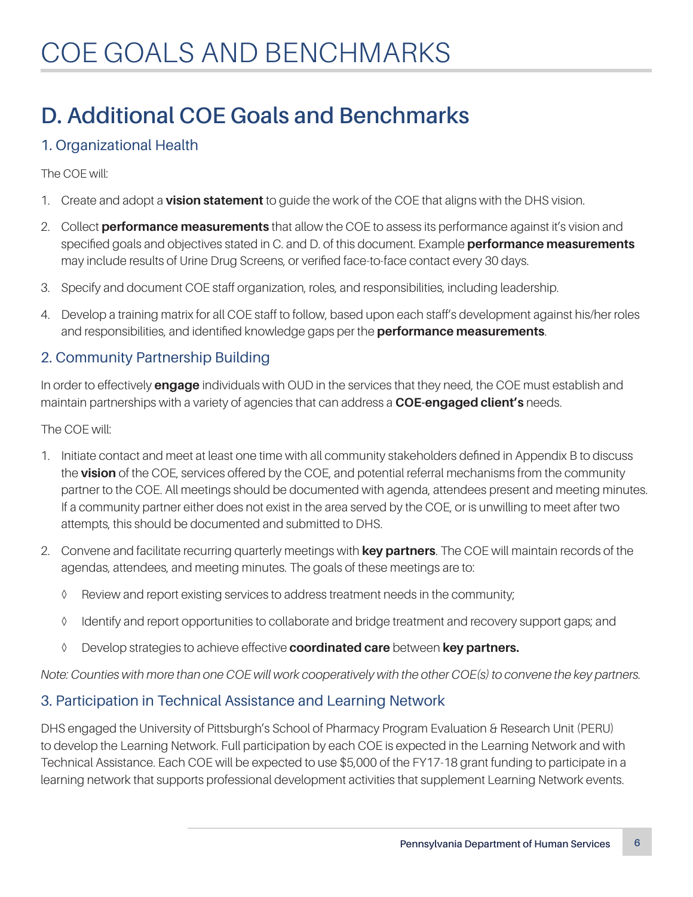# COE GOALS AND BENCHMARKS

## D. Additional COE Goals and Benchmarks

### 1. Organizational Health

The COE will:

1. Create and adopt a **vision statement** to guide the work of the COE that aligns with the DHS vision.
2. Collect **performance measurements** that allow the COE to assess its performance against it's vision and specified goals and objectives stated in C. and D. of this document. Example **performance measurements** may include results of Urine Drug Screens, or verified face-to-face contact every 30 days.
3. Specify and document COE staff organization, roles, and responsibilities, including leadership.
4. Develop a training matrix for all COE staff to follow, based upon each staff's development against his/her roles and responsibilities, and identified knowledge gaps per the **performance measurements**.

### 2. Community Partnership Building

In order to effectively **engage** individuals with OUD in the services that they need, the COE must establish and maintain partnerships with a variety of agencies that can address a **COE-engaged client's** needs.

The COE will:

1. Initiate contact and meet at least one time with all community stakeholders defined in Appendix B to discuss the **vision** of the COE, services offered by the COE, and potential referral mechanisms from the community partner to the COE. All meetings should be documented with agenda, attendees present and meeting minutes. If a community partner either does not exist in the area served by the COE, or is unwilling to meet after two attempts, this should be documented and submitted to DHS.
2. Convene and facilitate recurring quarterly meetings with **key partners**. The COE will maintain records of the agendas, attendees, and meeting minutes. The goals of these meetings are to:
   - Review and report existing services to address treatment needs in the community;
   - Identify and report opportunities to collaborate and bridge treatment and recovery support gaps; and
   - Develop strategies to achieve effective **coordinated care** between **key partners.**

*Note: Counties with more than one COE will work cooperatively with the other COE(s) to convene the key partners.*

### 3. Participation in Technical Assistance and Learning Network

DHS engaged the University of Pittsburgh's School of Pharmacy Program Evaluation & Research Unit (PERU) to develop the Learning Network. Full participation by each COE is expected in the Learning Network and with Technical Assistance. Each COE will be expected to use $5,000 of the FY17-18 grant funding to participate in a learning network that supports professional development activities that supplement Learning Network events.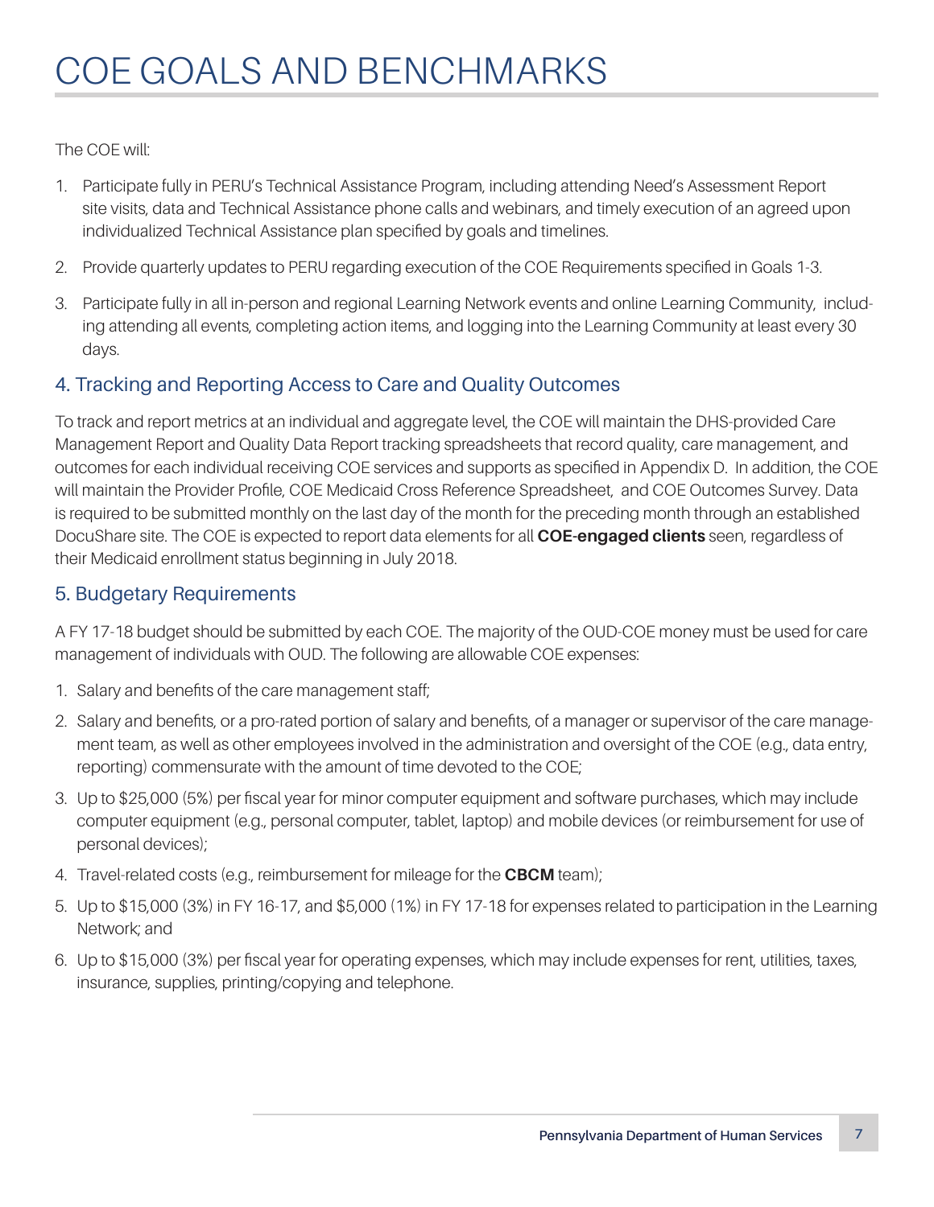# COE GOALS AND BENCHMARKS

The COE will:

1. Participate fully in PERU's Technical Assistance Program, including attending Need's Assessment Report site visits, data and Technical Assistance phone calls and webinars, and timely execution of an agreed upon individualized Technical Assistance plan specified by goals and timelines.
2. Provide quarterly updates to PERU regarding execution of the COE Requirements specified in Goals 1-3.
3. Participate fully in all in-person and regional Learning Network events and online Learning Community, including attending all events, completing action items, and logging into the Learning Community at least every 30 days.

## 4. Tracking and Reporting Access to Care and Quality Outcomes

To track and report metrics at an individual and aggregate level, the COE will maintain the DHS-provided Care Management Report and Quality Data Report tracking spreadsheets that record quality, care management, and outcomes for each individual receiving COE services and supports as specified in Appendix D. In addition, the COE will maintain the Provider Profile, COE Medicaid Cross Reference Spreadsheet, and COE Outcomes Survey. Data is required to be submitted monthly on the last day of the month for the preceding month through an established DocuShare site. The COE is expected to report data elements for all **COE-engaged clients** seen, regardless of their Medicaid enrollment status beginning in July 2018.

## 5. Budgetary Requirements

A FY 17-18 budget should be submitted by each COE. The majority of the OUD-COE money must be used for care management of individuals with OUD. The following are allowable COE expenses:

1. Salary and benefits of the care management staff;
2. Salary and benefits, or a pro-rated portion of salary and benefits, of a manager or supervisor of the care management team, as well as other employees involved in the administration and oversight of the COE (e.g., data entry, reporting) commensurate with the amount of time devoted to the COE;
3. Up to $25,000 (5%) per fiscal year for minor computer equipment and software purchases, which may include computer equipment (e.g., personal computer, tablet, laptop) and mobile devices (or reimbursement for use of personal devices);
4. Travel-related costs (e.g., reimbursement for mileage for the **CBCM** team);
5. Up to $15,000 (3%) in FY 16-17, and $5,000 (1%) in FY 17-18 for expenses related to participation in the Learning Network; and
6. Up to $15,000 (3%) per fiscal year for operating expenses, which may include expenses for rent, utilities, taxes, insurance, supplies, printing/copying and telephone.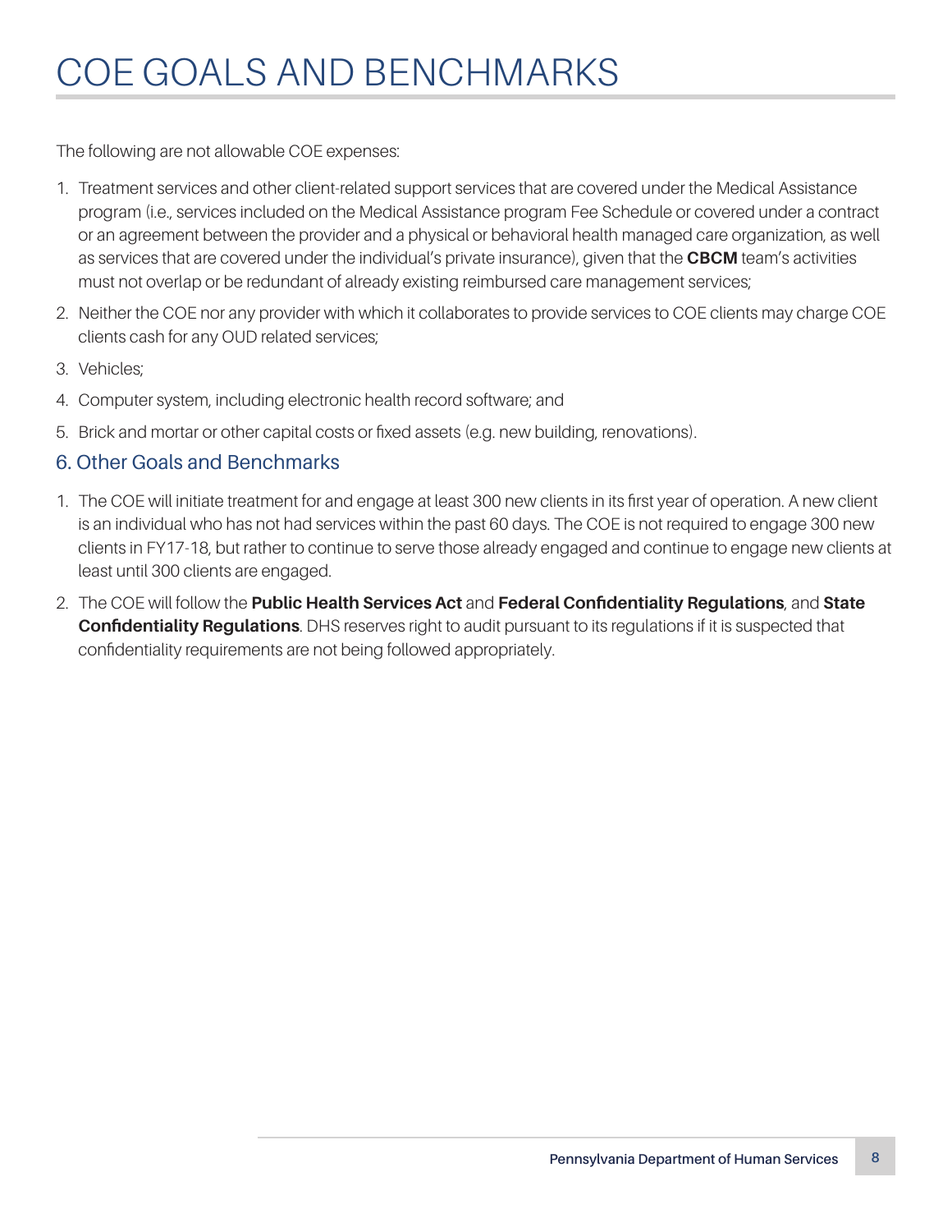# COE GOALS AND BENCHMARKS

The following are not allowable COE expenses:

1. Treatment services and other client-related support services that are covered under the Medical Assistance program (i.e., services included on the Medical Assistance program Fee Schedule or covered under a contract or an agreement between the provider and a physical or behavioral health managed care organization, as well as services that are covered under the individual's private insurance), given that the **CBCM** team's activities must not overlap or be redundant of already existing reimbursed care management services;
2. Neither the COE nor any provider with which it collaborates to provide services to COE clients may charge COE clients cash for any OUD related services;
3. Vehicles;
4. Computer system, including electronic health record software; and
5. Brick and mortar or other capital costs or fixed assets (e.g. new building, renovations).

## 6. Other Goals and Benchmarks

1. The COE will initiate treatment for and engage at least 300 new clients in its first year of operation. A new client is an individual who has not had services within the past 60 days. The COE is not required to engage 300 new clients in FY17-18, but rather to continue to serve those already engaged and continue to engage new clients at least until 300 clients are engaged.
2. The COE will follow the **Public Health Services Act** and **Federal Confidentiality Regulations**, and **State Confidentiality Regulations**. DHS reserves right to audit pursuant to its regulations if it is suspected that confidentiality requirements are not being followed appropriately.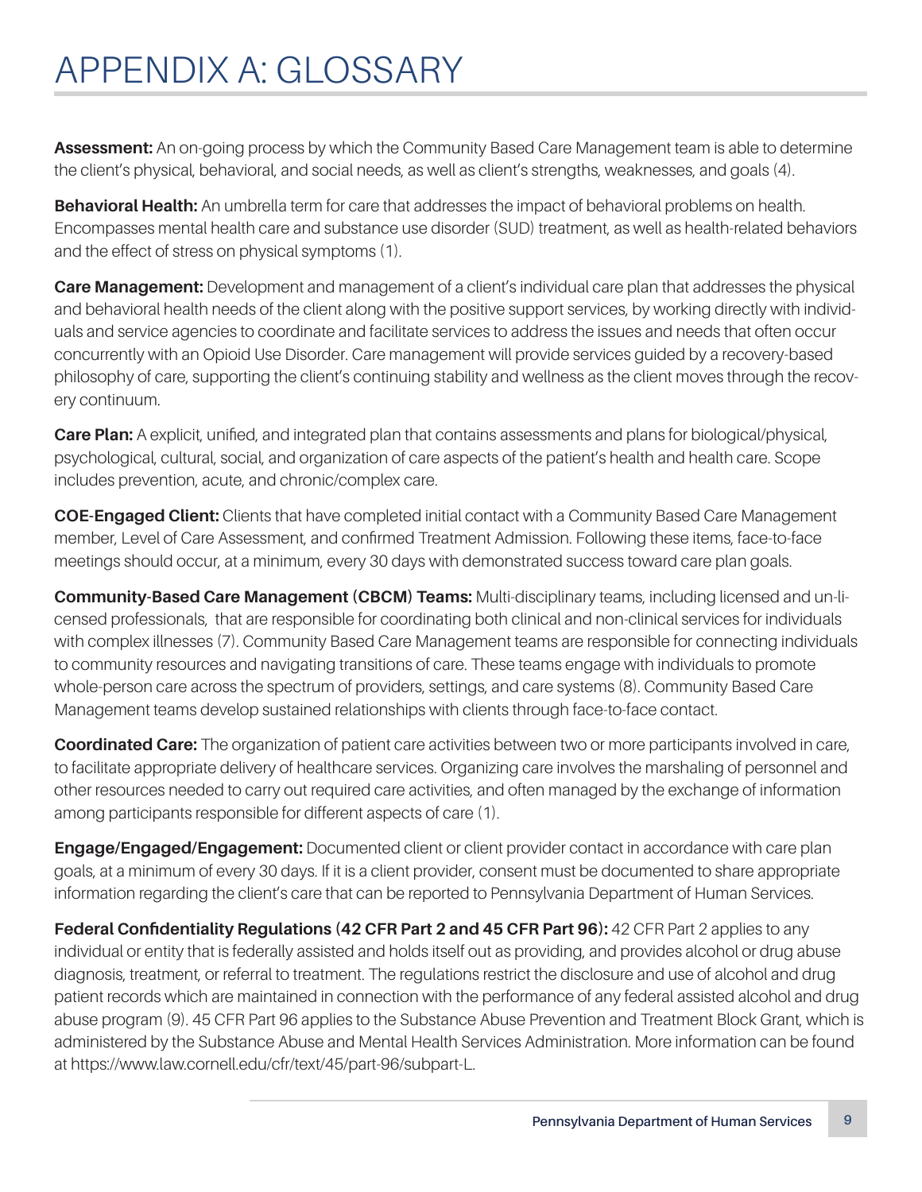# APPENDIX A: GLOSSARY

**Assessment:** An on-going process by which the Community Based Care Management team is able to determine the client's physical, behavioral, and social needs, as well as client's strengths, weaknesses, and goals (4).

**Behavioral Health:** An umbrella term for care that addresses the impact of behavioral problems on health. Encompasses mental health care and substance use disorder (SUD) treatment, as well as health-related behaviors and the effect of stress on physical symptoms (1).

**Care Management:** Development and management of a client's individual care plan that addresses the physical and behavioral health needs of the client along with the positive support services, by working directly with individuals and service agencies to coordinate and facilitate services to address the issues and needs that often occur concurrently with an Opioid Use Disorder. Care management will provide services guided by a recovery-based philosophy of care, supporting the client's continuing stability and wellness as the client moves through the recovery continuum.

**Care Plan:** A explicit, unified, and integrated plan that contains assessments and plans for biological/physical, psychological, cultural, social, and organization of care aspects of the patient's health and health care. Scope includes prevention, acute, and chronic/complex care.

**COE-Engaged Client:** Clients that have completed initial contact with a Community Based Care Management member, Level of Care Assessment, and confirmed Treatment Admission. Following these items, face-to-face meetings should occur, at a minimum, every 30 days with demonstrated success toward care plan goals.

**Community-Based Care Management (CBCM) Teams:** Multi-disciplinary teams, including licensed and un-licensed professionals, that are responsible for coordinating both clinical and non-clinical services for individuals with complex illnesses (7). Community Based Care Management teams are responsible for connecting individuals to community resources and navigating transitions of care. These teams engage with individuals to promote whole-person care across the spectrum of providers, settings, and care systems (8). Community Based Care Management teams develop sustained relationships with clients through face-to-face contact.

**Coordinated Care:** The organization of patient care activities between two or more participants involved in care, to facilitate appropriate delivery of healthcare services. Organizing care involves the marshaling of personnel and other resources needed to carry out required care activities, and often managed by the exchange of information among participants responsible for different aspects of care (1).

**Engage/Engaged/Engagement:** Documented client or client provider contact in accordance with care plan goals, at a minimum of every 30 days. If it is a client provider, consent must be documented to share appropriate information regarding the client's care that can be reported to Pennsylvania Department of Human Services.

**Federal Confidentiality Regulations (42 CFR Part 2 and 45 CFR Part 96):** 42 CFR Part 2 applies to any individual or entity that is federally assisted and holds itself out as providing, and provides alcohol or drug abuse diagnosis, treatment, or referral to treatment. The regulations restrict the disclosure and use of alcohol and drug patient records which are maintained in connection with the performance of any federal assisted alcohol and drug abuse program (9). 45 CFR Part 96 applies to the Substance Abuse Prevention and Treatment Block Grant, which is administered by the Substance Abuse and Mental Health Services Administration. More information can be found at https://www.law.cornell.edu/cfr/text/45/part-96/subpart-L.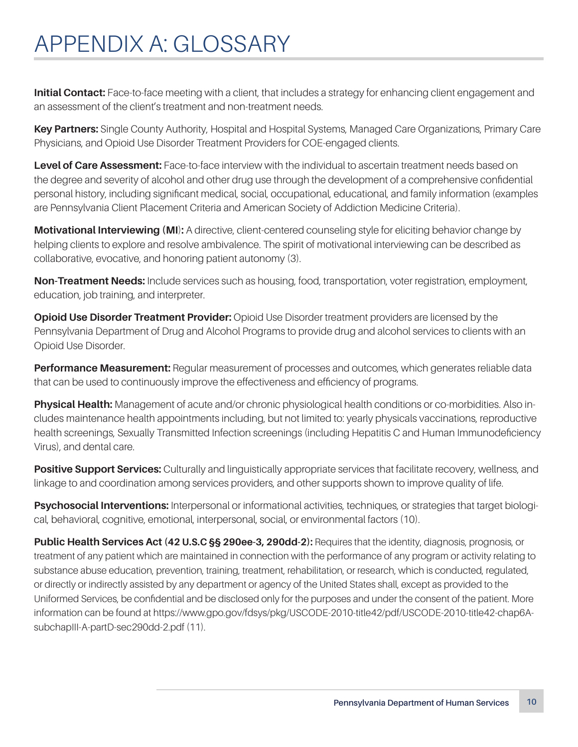# APPENDIX A: GLOSSARY

**Initial Contact:** Face-to-face meeting with a client, that includes a strategy for enhancing client engagement and an assessment of the client's treatment and non-treatment needs.

**Key Partners:** Single County Authority, Hospital and Hospital Systems, Managed Care Organizations, Primary Care Physicians, and Opioid Use Disorder Treatment Providers for COE-engaged clients.

**Level of Care Assessment:** Face-to-face interview with the individual to ascertain treatment needs based on the degree and severity of alcohol and other drug use through the development of a comprehensive confidential personal history, including significant medical, social, occupational, educational, and family information (examples are Pennsylvania Client Placement Criteria and American Society of Addiction Medicine Criteria).

**Motivational Interviewing (MI):** A directive, client-centered counseling style for eliciting behavior change by helping clients to explore and resolve ambivalence. The spirit of motivational interviewing can be described as collaborative, evocative, and honoring patient autonomy (3).

**Non-Treatment Needs:** Include services such as housing, food, transportation, voter registration, employment, education, job training, and interpreter.

**Opioid Use Disorder Treatment Provider:** Opioid Use Disorder treatment providers are licensed by the Pennsylvania Department of Drug and Alcohol Programs to provide drug and alcohol services to clients with an Opioid Use Disorder.

**Performance Measurement:** Regular measurement of processes and outcomes, which generates reliable data that can be used to continuously improve the effectiveness and efficiency of programs.

**Physical Health:** Management of acute and/or chronic physiological health conditions or co-morbidities. Also includes maintenance health appointments including, but not limited to: yearly physicals vaccinations, reproductive health screenings, Sexually Transmitted Infection screenings (including Hepatitis C and Human Immunodeficiency Virus), and dental care.

**Positive Support Services:** Culturally and linguistically appropriate services that facilitate recovery, wellness, and linkage to and coordination among services providers, and other supports shown to improve quality of life.

**Psychosocial Interventions:** Interpersonal or informational activities, techniques, or strategies that target biological, behavioral, cognitive, emotional, interpersonal, social, or environmental factors (10).

**Public Health Services Act (42 U.S.C §§ 290ee-3, 290dd-2):** Requires that the identity, diagnosis, prognosis, or treatment of any patient which are maintained in connection with the performance of any program or activity relating to substance abuse education, prevention, training, treatment, rehabilitation, or research, which is conducted, regulated, or directly or indirectly assisted by any department or agency of the United States shall, except as provided to the Uniformed Services, be confidential and be disclosed only for the purposes and under the consent of the patient. More information can be found at https://www.gpo.gov/fdsys/pkg/USCODE-2010-title42/pdf/USCODE-2010-title42-chap6A-subchapIII-A-partD-sec290dd-2.pdf (11).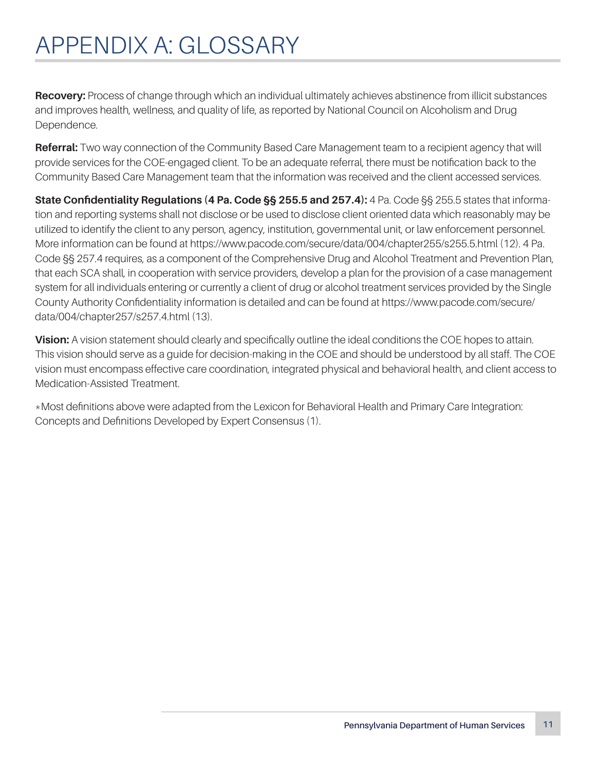# APPENDIX A: GLOSSARY

**Recovery:** Process of change through which an individual ultimately achieves abstinence from illicit substances and improves health, wellness, and quality of life, as reported by National Council on Alcoholism and Drug Dependence.

**Referral:** Two way connection of the Community Based Care Management team to a recipient agency that will provide services for the COE-engaged client. To be an adequate referral, there must be notification back to the Community Based Care Management team that the information was received and the client accessed services.

**State Confidentiality Regulations (4 Pa. Code §§ 255.5 and 257.4):** 4 Pa. Code §§ 255.5 states that information and reporting systems shall not disclose or be used to disclose client oriented data which reasonably may be utilized to identify the client to any person, agency, institution, governmental unit, or law enforcement personnel. More information can be found at https://www.pacode.com/secure/data/004/chapter255/s255.5.html (12). 4 Pa. Code §§ 257.4 requires, as a component of the Comprehensive Drug and Alcohol Treatment and Prevention Plan, that each SCA shall, in cooperation with service providers, develop a plan for the provision of a case management system for all individuals entering or currently a client of drug or alcohol treatment services provided by the Single County Authority Confidentiality information is detailed and can be found at https://www.pacode.com/secure/data/004/chapter257/s257.4.html (13).

**Vision:** A vision statement should clearly and specifically outline the ideal conditions the COE hopes to attain. This vision should serve as a guide for decision-making in the COE and should be understood by all staff. The COE vision must encompass effective care coordination, integrated physical and behavioral health, and client access to Medication-Assisted Treatment.

*Most definitions above were adapted from the Lexicon for Behavioral Health and Primary Care Integration: Concepts and Definitions Developed by Expert Consensus (1).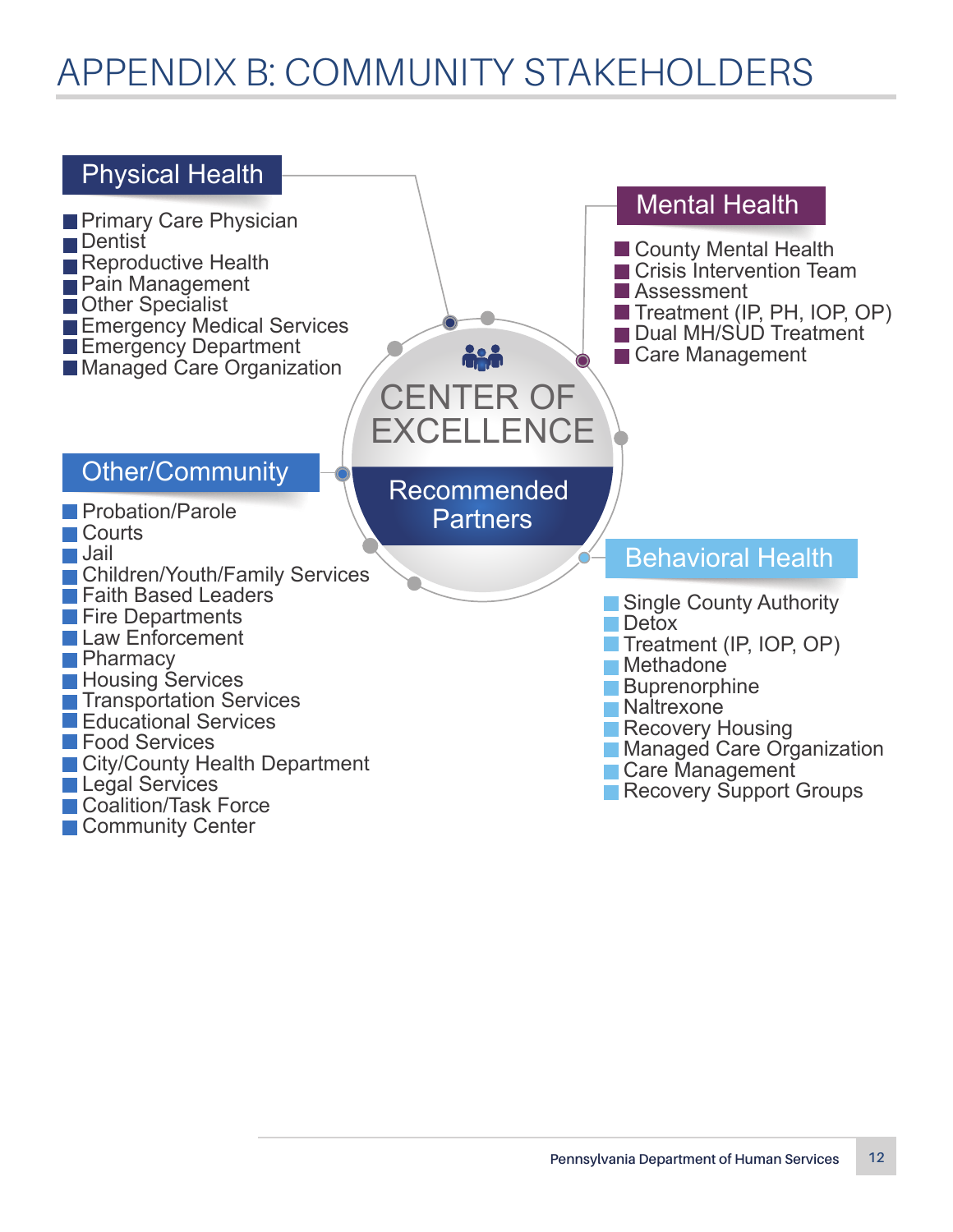# APPENDIX B: COMMUNITY STAKEHOLDERS

**CENTER OF EXCELLENCE**

**Recommended Partners**

## Physical Health

- Primary Care Physician
- Dentist
- Reproductive Health
- Pain Management
- Other Specialist
- Emergency Medical Services
- Emergency Department
- Managed Care Organization

## Mental Health

- County Mental Health
- Crisis Intervention Team
- Assessment
- Treatment (IP, PH, IOP, OP)
- Dual MH/SUD Treatment
- Care Management

## Other/Community

- Probation/Parole
- Courts
- Jail
- Children/Youth/Family Services
- Faith Based Leaders
- Fire Departments
- Law Enforcement
- Pharmacy
- Housing Services
- Transportation Services
- Educational Services
- Food Services
- City/County Health Department
- Legal Services
- Coalition/Task Force
- Community Center

## Behavioral Health

- Single County Authority
- Detox
- Treatment (IP, IOP, OP)
- Methadone
- Buprenorphine
- Naltrexone
- Recovery Housing
- Managed Care Organization
- Care Management
- Recovery Support Groups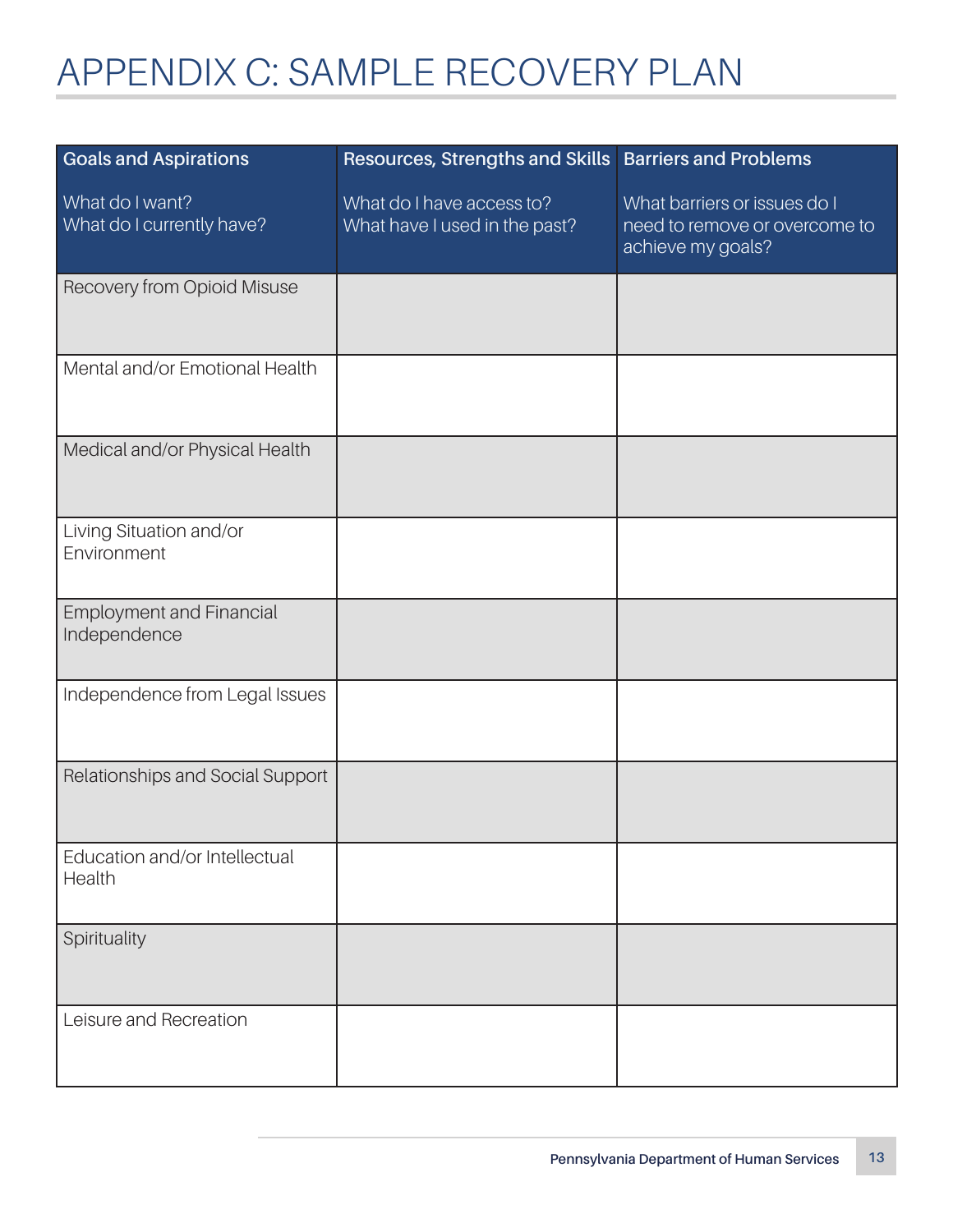# APPENDIX C: SAMPLE RECOVERY PLAN

| **Goals and Aspirations**<br><br>What do I want?<br>What do I currently have? | **Resources, Strengths and Skills**<br><br>What do I have access to?<br>What have I used in the past? | **Barriers and Problems**<br><br>What barriers or issues do I need to remove or overcome to achieve my goals? |
|---|---|---|
| Recovery from Opioid Misuse | | |
| Mental and/or Emotional Health | | |
| Medical and/or Physical Health | | |
| Living Situation and/or Environment | | |
| Employment and Financial Independence | | |
| Independence from Legal Issues | | |
| Relationships and Social Support | | |
| Education and/or Intellectual Health | | |
| Spirituality | | |
| Leisure and Recreation | | |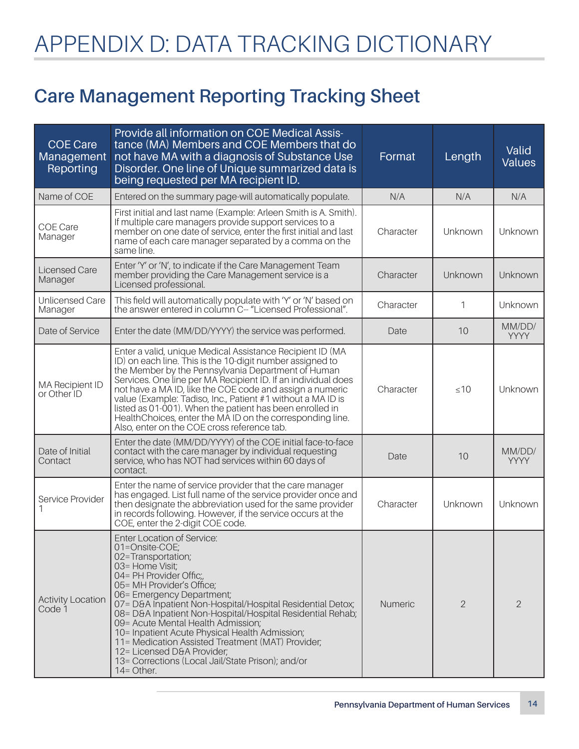# APPENDIX D: DATA TRACKING DICTIONARY

## Care Management Reporting Tracking Sheet

| COE Care Management Reporting | Provide all information on COE Medical Assistance (MA) Members and COE Members that do not have MA with a diagnosis of Substance Use Disorder. One line of Unique summarized data is being requested per MA recipient ID. | Format | Length | Valid Values |
|---|---|---|---|---|
| Name of COE | Entered on the summary page-will automatically populate. | N/A | N/A | N/A |
| COE Care Manager | First initial and last name (Example: Arleen Smith is A. Smith). If multiple care managers provide support services to a member on one date of service, enter the first initial and last name of each care manager separated by a comma on the same line. | Character | Unknown | Unknown |
| Licensed Care Manager | Enter 'Y' or 'N', to indicate if the Care Management Team member providing the Care Management service is a Licensed professional. | Character | Unknown | Unknown |
| Unlicensed Care Manager | This field will automatically populate with 'Y' or 'N' based on the answer entered in column C-- "Licensed Professional". | Character | 1 | Unknown |
| Date of Service | Enter the date (MM/DD/YYYY) the service was performed. | Date | 10 | MM/DD/YYYY |
| MA Recipient ID or Other ID | Enter a valid, unique Medical Assistance Recipient ID (MA ID) on each line. This is the 10-digit number assigned to the Member by the Pennsylvania Department of Human Services. One line per MA Recipient ID. If an individual does not have a MA ID, like the COE code and assign a numeric value (Example: Tadiso, Inc., Patient #1 without a MA ID is listed as 01-001). When the patient has been enrolled in HealthChoices, enter the MA ID on the corresponding line. Also, enter on the COE cross reference tab. | Character | ≤10 | Unknown |
| Date of Initial Contact | Enter the date (MM/DD/YYYY) of the COE initial face-to-face contact with the care manager by individual requesting service, who has NOT had services within 60 days of contact. | Date | 10 | MM/DD/YYYY |
| Service Provider 1 | Enter the name of service provider that the care manager has engaged. List full name of the service provider once and then designate the abbreviation used for the same provider in records following. However, if the service occurs at the COE, enter the 2-digit COE code. | Character | Unknown | Unknown |
| Activity Location Code 1 | Enter Location of Service:<br>01=Onsite-COE;<br>02=Transportation;<br>03= Home Visit;<br>04= PH Provider Offic;,<br>05= MH Provider's Office;<br>06= Emergency Department;<br>07= D&A Inpatient Non-Hospital/Hospital Residential Detox;<br>08= D&A Inpatient Non-Hospital/Hospital Residential Rehab;<br>09= Acute Mental Health Admission;<br>10= Inpatient Acute Physical Health Admission;<br>11= Medication Assisted Treatment (MAT) Provider;<br>12= Licensed D&A Provider;<br>13= Corrections (Local Jail/State Prison); and/or<br>14= Other. | Numeric | 2 | 2 |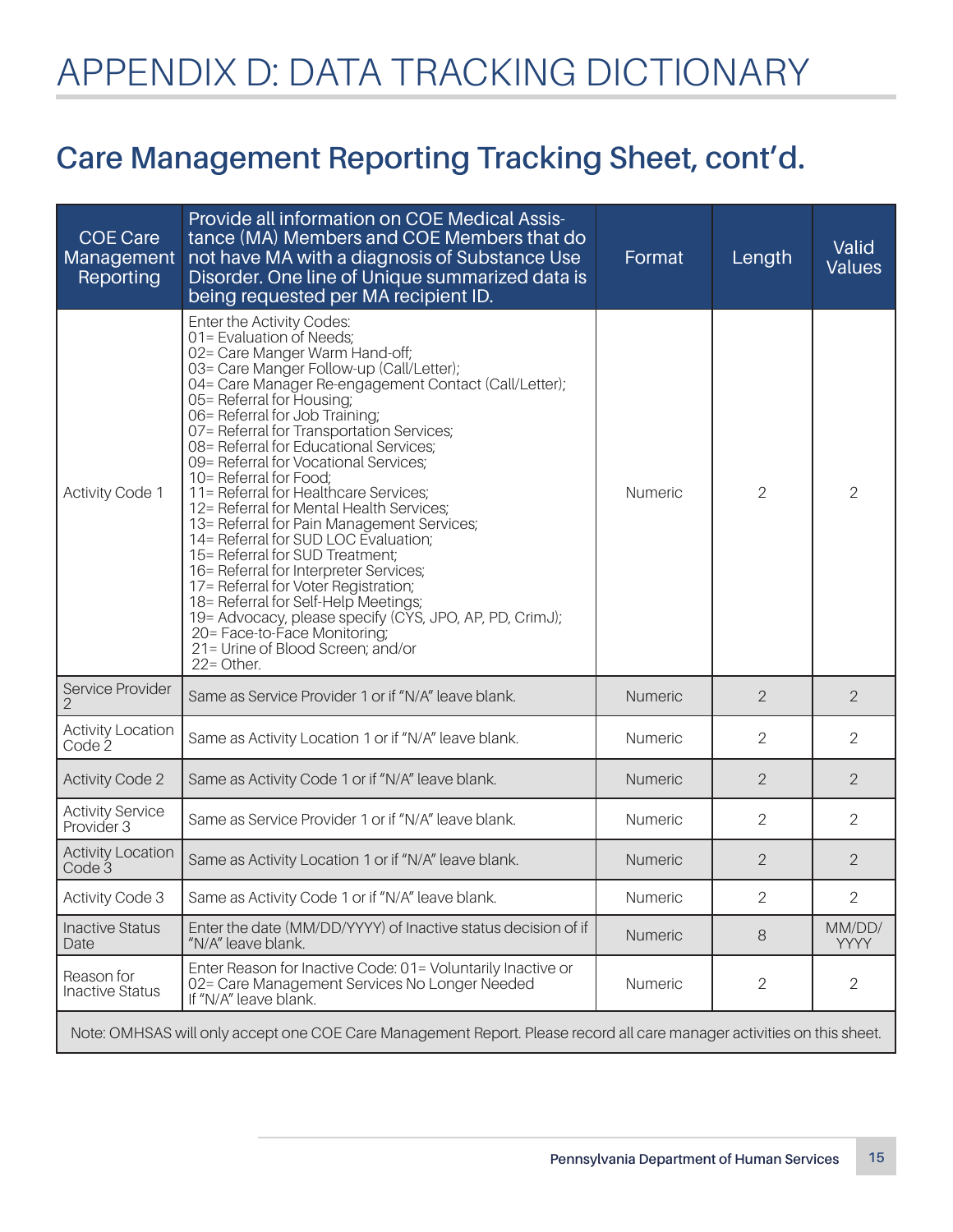# APPENDIX D: DATA TRACKING DICTIONARY

## Care Management Reporting Tracking Sheet, cont'd.

| COE Care Management Reporting | Provide all information on COE Medical Assistance (MA) Members and COE Members that do not have MA with a diagnosis of Substance Use Disorder. One line of Unique summarized data is being requested per MA recipient ID. | Format | Length | Valid Values |
|---|---|---|---|---|
| Activity Code 1 | Enter the Activity Codes:<br>01= Evaluation of Needs;<br>02= Care Manger Warm Hand-off;<br>03= Care Manger Follow-up (Call/Letter);<br>04= Care Manager Re-engagement Contact (Call/Letter);<br>05= Referral for Housing;<br>06= Referral for Job Training;<br>07= Referral for Transportation Services;<br>08= Referral for Educational Services;<br>09= Referral for Vocational Services;<br>10= Referral for Food;<br>11= Referral for Healthcare Services;<br>12= Referral for Mental Health Services;<br>13= Referral for Pain Management Services;<br>14= Referral for SUD LOC Evaluation;<br>15= Referral for SUD Treatment;<br>16= Referral for Interpreter Services;<br>17= Referral for Voter Registration;<br>18= Referral for Self-Help Meetings;<br>19= Advocacy, please specify (CYS, JPO, AP, PD, CrimJ);<br>20= Face-to-Face Monitoring;<br>21= Urine of Blood Screen; and/or<br>22= Other. | Numeric | 2 | 2 |
| Service Provider 2 | Same as Service Provider 1 or if "N/A" leave blank. | Numeric | 2 | 2 |
| Activity Location Code 2 | Same as Activity Location 1 or if "N/A" leave blank. | Numeric | 2 | 2 |
| Activity Code 2 | Same as Activity Code 1 or if "N/A" leave blank. | Numeric | 2 | 2 |
| Activity Service Provider 3 | Same as Service Provider 1 or if "N/A" leave blank. | Numeric | 2 | 2 |
| Activity Location Code 3 | Same as Activity Location 1 or if "N/A" leave blank. | Numeric | 2 | 2 |
| Activity Code 3 | Same as Activity Code 1 or if "N/A" leave blank. | Numeric | 2 | 2 |
| Inactive Status Date | Enter the date (MM/DD/YYYY) of Inactive status decision of if "N/A" leave blank. | Numeric | 8 | MM/DD/YYYY |
| Reason for Inactive Status | Enter Reason for Inactive Code: 01= Voluntarily Inactive or 02= Care Management Services No Longer Needed<br>If "N/A" leave blank. | Numeric | 2 | 2 |
| Note: OMHSAS will only accept one COE Care Management Report. Please record all care manager activities on this sheet. | | | | |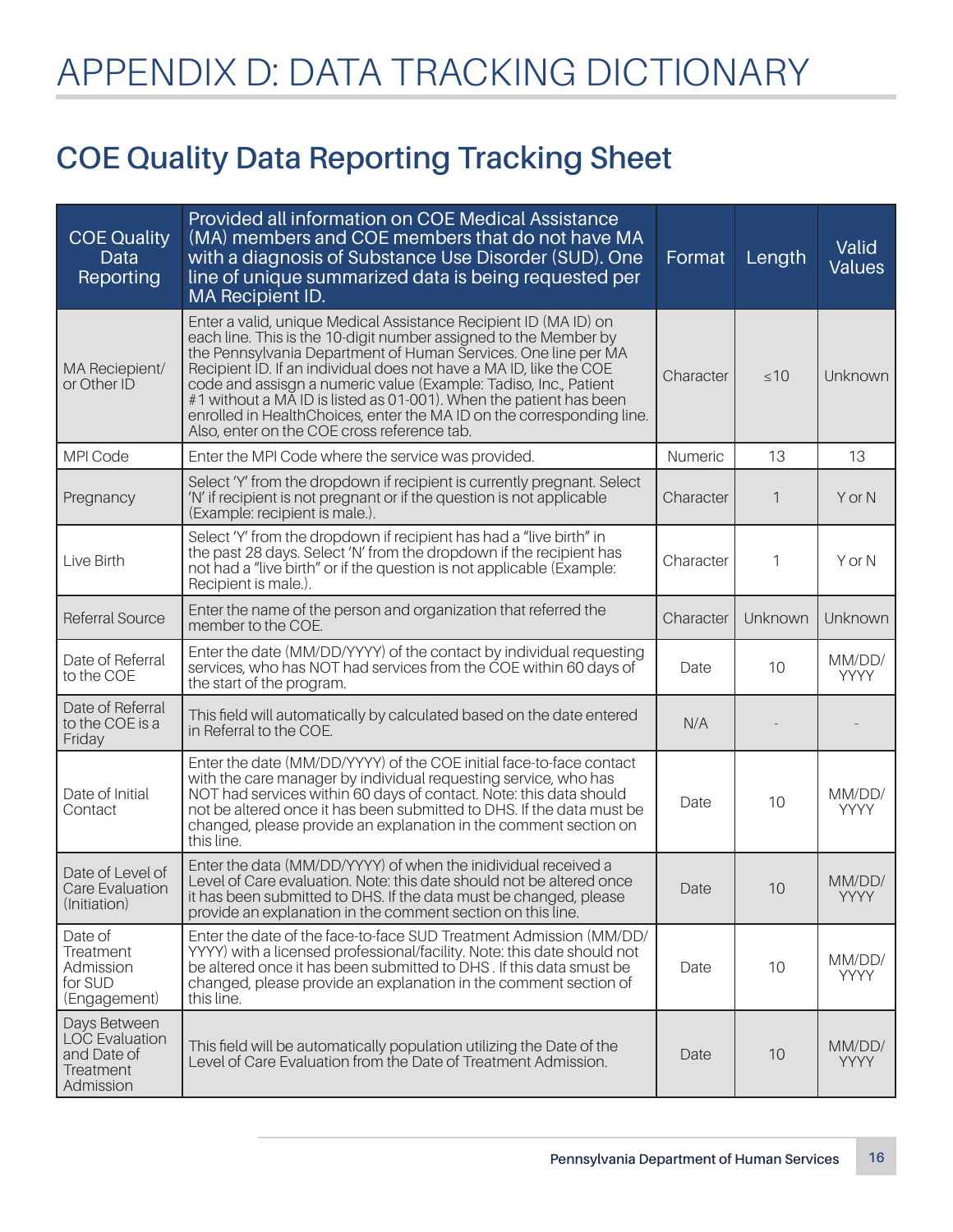# APPENDIX D: DATA TRACKING DICTIONARY

## COE Quality Data Reporting Tracking Sheet

| COE Quality Data Reporting | Provided all information on COE Medical Assistance (MA) members and COE members that do not have MA with a diagnosis of Substance Use Disorder (SUD). One line of unique summarized data is being requested per MA Recipient ID. | Format | Length | Valid Values |
|---|---|---|---|---|
| MA Reciepient/ or Other ID | Enter a valid, unique Medical Assistance Recipient ID (MA ID) on each line. This is the 10-digit number assigned to the Member by the Pennsylvania Department of Human Services. One line per MA Recipient ID. If an individual does not have a MA ID, like the COE code and assisgn a numeric value (Example: Tadiso, Inc., Patient #1 without a MA ID is listed as 01-001). When the patient has been enrolled in HealthChoices, enter the MA ID on the corresponding line. Also, enter on the COE cross reference tab. | Character | ≤10 | Unknown |
| MPI Code | Enter the MPI Code where the service was provided. | Numeric | 13 | 13 |
| Pregnancy | Select 'Y' from the dropdown if recipient is currently pregnant. Select 'N' if recipient is not pregnant or if the question is not applicable (Example: recipient is male.). | Character | 1 | Y or N |
| Live Birth | Select 'Y' from the dropdown if recipient has had a "live birth" in the past 28 days. Select 'N' from the dropdown if the recipient has not had a "live birth" or if the question is not applicable (Example: Recipient is male.). | Character | 1 | Y or N |
| Referral Source | Enter the name of the person and organization that referred the member to the COE. | Character | Unknown | Unknown |
| Date of Referral to the COE | Enter the date (MM/DD/YYYY) of the contact by individual requesting services, who has NOT had services from the COE within 60 days of the start of the program. | Date | 10 | MM/DD/YYYY |
| Date of Referral to the COE is a Friday | This field will automatically by calculated based on the date entered in Referral to the COE. | N/A | - | - |
| Date of Initial Contact | Enter the date (MM/DD/YYYY) of the COE initial face-to-face contact with the care manager by individual requesting service, who has NOT had services within 60 days of contact. Note: this data should not be altered once it has been submitted to DHS. If the data must be changed, please provide an explanation in the comment section on this line. | Date | 10 | MM/DD/YYYY |
| Date of Level of Care Evaluation (Initiation) | Enter the data (MM/DD/YYYY) of when the inidividual received a Level of Care evaluation. Note: this data should not be altered once it has been submitted to DHS. If the data must be changed, please provide an explanation in the comment section on this line. | Date | 10 | MM/DD/YYYY |
| Date of Treatment Admission for SUD (Engagement) | Enter the date of the face-to-face SUD Treatment Admission (MM/DD/YYYY) with a licensed professional/facility. Note: this date should not be altered once it has been submitted to DHS . If this data smust be changed, please provide an explanation in the comment section of this line. | Date | 10 | MM/DD/YYYY |
| Days Between LOC Evaluation and Date of Treatment Admission | This field will be automatically population utilizing the Date of the Level of Care Evaluation from the Date of Treatment Admission. | Date | 10 | MM/DD/YYYY |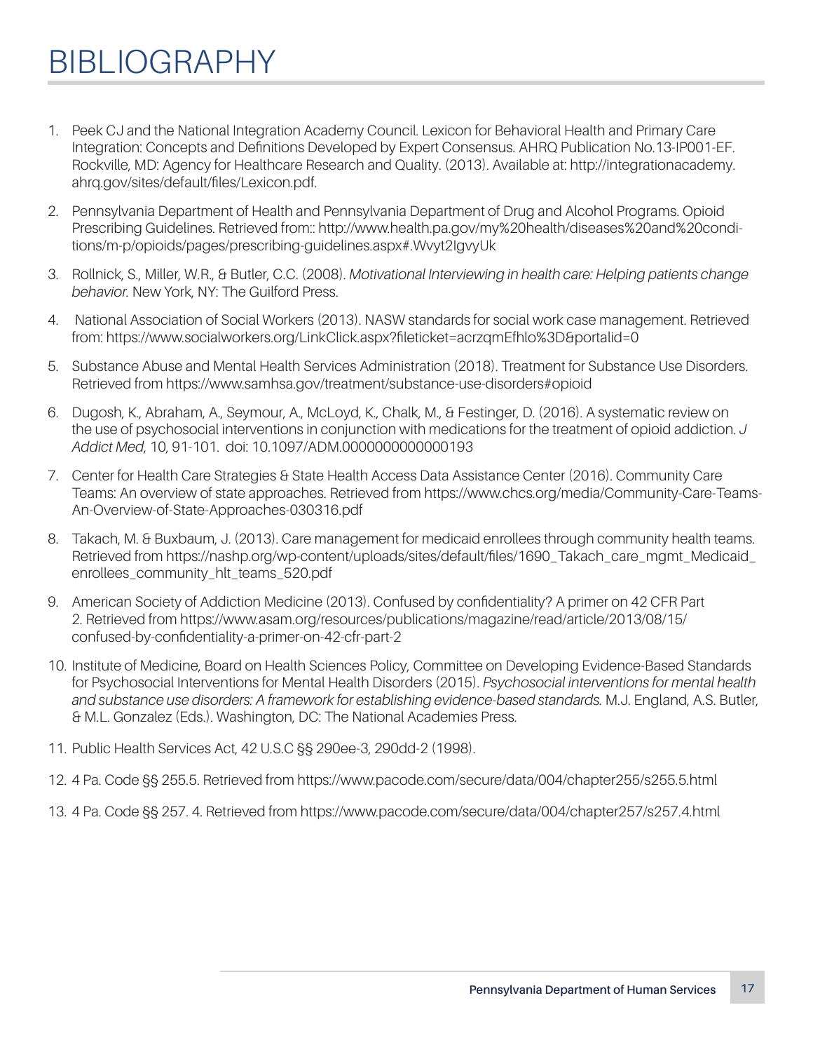# BIBLIOGRAPHY

1. Peek CJ and the National Integration Academy Council. Lexicon for Behavioral Health and Primary Care Integration: Concepts and Definitions Developed by Expert Consensus. AHRQ Publication No.13-IP001-EF. Rockville, MD: Agency for Healthcare Research and Quality. (2013). Available at: http://integrationacademy.ahrq.gov/sites/default/files/Lexicon.pdf.

2. Pennsylvania Department of Health and Pennsylvania Department of Drug and Alcohol Programs. Opioid Prescribing Guidelines. Retrieved from:: http://www.health.pa.gov/my%20health/diseases%20and%20conditions/m-p/opioids/pages/prescribing-guidelines.aspx#.Wvyt2IgvyUk

3. Rollnick, S., Miller, W.R., & Butler, C.C. (2008). *Motivational Interviewing in health care: Helping patients change behavior.* New York, NY: The Guilford Press.

4. National Association of Social Workers (2013). NASW standards for social work case management. Retrieved from: https://www.socialworkers.org/LinkClick.aspx?fileticket=acrzqmEfhlo%3D&portalid=0

5. Substance Abuse and Mental Health Services Administration (2018). Treatment for Substance Use Disorders. Retrieved from https://www.samhsa.gov/treatment/substance-use-disorders#opioid

6. Dugosh, K., Abraham, A., Seymour, A., McLoyd, K., Chalk, M., & Festinger, D. (2016). A systematic review on the use of psychosocial interventions in conjunction with medications for the treatment of opioid addiction. *J Addict Med*, 10, 91-101. doi: 10.1097/ADM.0000000000000193

7. Center for Health Care Strategies & State Health Access Data Assistance Center (2016). Community Care Teams: An overview of state approaches. Retrieved from https://www.chcs.org/media/Community-Care-Teams-An-Overview-of-State-Approaches-030316.pdf

8. Takach, M. & Buxbaum, J. (2013). Care management for medicaid enrollees through community health teams. Retrieved from https://nashp.org/wp-content/uploads/sites/default/files/1690_Takach_care_mgmt_Medicaid_enrollees_community_hlt_teams_520.pdf

9. American Society of Addiction Medicine (2013). Confused by confidentiality? A primer on 42 CFR Part 2. Retrieved from https://www.asam.org/resources/publications/magazine/read/article/2013/08/15/confused-by-confidentiality-a-primer-on-42-cfr-part-2

10. Institute of Medicine, Board on Health Sciences Policy, Committee on Developing Evidence-Based Standards for Psychosocial Interventions for Mental Health Disorders (2015). *Psychosocial interventions for mental health and substance use disorders: A framework for establishing evidence-based standards.* M.J. England, A.S. Butler, & M.L. Gonzalez (Eds.). Washington, DC: The National Academies Press.

11. Public Health Services Act, 42 U.S.C §§ 290ee-3, 290dd-2 (1998).

12. 4 Pa. Code §§ 255.5. Retrieved from https://www.pacode.com/secure/data/004/chapter255/s255.5.html

13. 4 Pa. Code §§ 257. 4. Retrieved from https://www.pacode.com/secure/data/004/chapter257/s257.4.html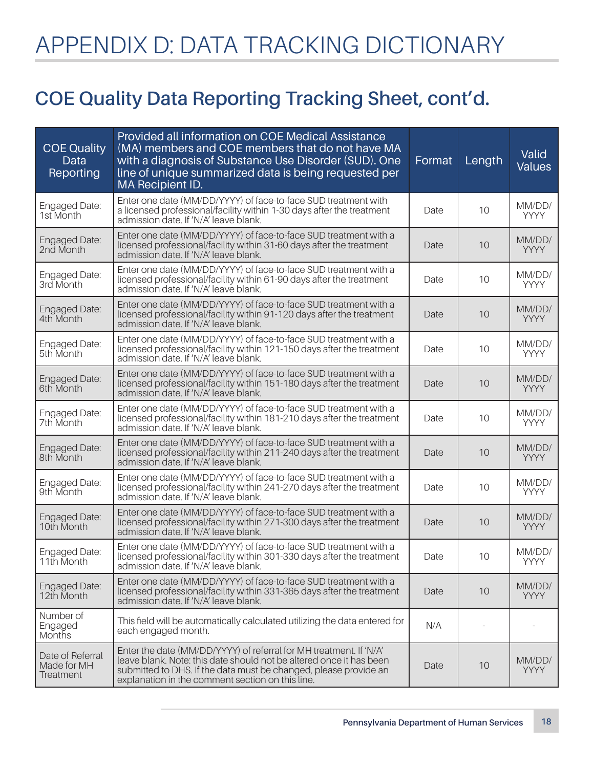# APPENDIX D: DATA TRACKING DICTIONARY

## COE Quality Data Reporting Tracking Sheet, cont'd.

| COE Quality Data Reporting | Provided all information on COE Medical Assistance (MA) members and COE members that do not have MA with a diagnosis of Substance Use Disorder (SUD). One line of unique summarized data is being requested per MA Recipient ID. | Format | Length | Valid Values |
|---|---|---|---|---|
| Engaged Date: 1st Month | Enter one date (MM/DD/YYYY) of face-to-face SUD treatment with a licensed professional/facility within 1-30 days after the treatment admission date. If 'N/A' leave blank. | Date | 10 | MM/DD/YYYY |
| Engaged Date: 2nd Month | Enter one date (MM/DD/YYYY) of face-to-face SUD treatment with a licensed professional/facility within 31-60 days after the treatment admission date. If 'N/A' leave blank. | Date | 10 | MM/DD/YYYY |
| Engaged Date: 3rd Month | Enter one date (MM/DD/YYYY) of face-to-face SUD treatment with a licensed professional/facility within 61-90 days after the treatment admission date. If 'N/A' leave blank. | Date | 10 | MM/DD/YYYY |
| Engaged Date: 4th Month | Enter one date (MM/DD/YYYY) of face-to-face SUD treatment with a licensed professional/facility within 91-120 days after the treatment admission date. If 'N/A' leave blank. | Date | 10 | MM/DD/YYYY |
| Engaged Date: 5th Month | Enter one date (MM/DD/YYYY) of face-to-face SUD treatment with a licensed professional/facility within 121-150 days after the treatment admission date. If 'N/A' leave blank. | Date | 10 | MM/DD/YYYY |
| Engaged Date: 6th Month | Enter one date (MM/DD/YYYY) of face-to-face SUD treatment with a licensed professional/facility within 151-180 days after the treatment admission date. If 'N/A' leave blank. | Date | 10 | MM/DD/YYYY |
| Engaged Date: 7th Month | Enter one date (MM/DD/YYYY) of face-to-face SUD treatment with a licensed professional/facility within 181-210 days after the treatment admission date. If 'N/A' leave blank. | Date | 10 | MM/DD/YYYY |
| Engaged Date: 8th Month | Enter one date (MM/DD/YYYY) of face-to-face SUD treatment with a licensed professional/facility within 211-240 days after the treatment admission date. If 'N/A' leave blank. | Date | 10 | MM/DD/YYYY |
| Engaged Date: 9th Month | Enter one date (MM/DD/YYYY) of face-to-face SUD treatment with a licensed professional/facility within 241-270 days after the treatment admission date. If 'N/A' leave blank. | Date | 10 | MM/DD/YYYY |
| Engaged Date: 10th Month | Enter one date (MM/DD/YYYY) of face-to-face SUD treatment with a licensed professional/facility within 271-300 days after the treatment admission date. If 'N/A' leave blank. | Date | 10 | MM/DD/YYYY |
| Engaged Date: 11th Month | Enter one date (MM/DD/YYYY) of face-to-face SUD treatment with a licensed professional/facility within 301-330 days after the treatment admission date. If 'N/A' leave blank. | Date | 10 | MM/DD/YYYY |
| Engaged Date: 12th Month | Enter one date (MM/DD/YYYY) of face-to-face SUD treatment with a licensed professional/facility within 331-365 days after the treatment admission date. If 'N/A' leave blank. | Date | 10 | MM/DD/YYYY |
| Number of Engaged Months | This field will be automatically calculated utilizing the data entered for each engaged month. | N/A | - | - |
| Date of Referral Made for MH Treatment | Enter the date (MM/DD/YYYY) of referral for MH treatment. If 'N/A' leave blank. Note: this date should not be altered once it has been submitted to DHS. If the data must be changed, please provide an explanation in the comment section on this line. | Date | 10 | MM/DD/YYYY |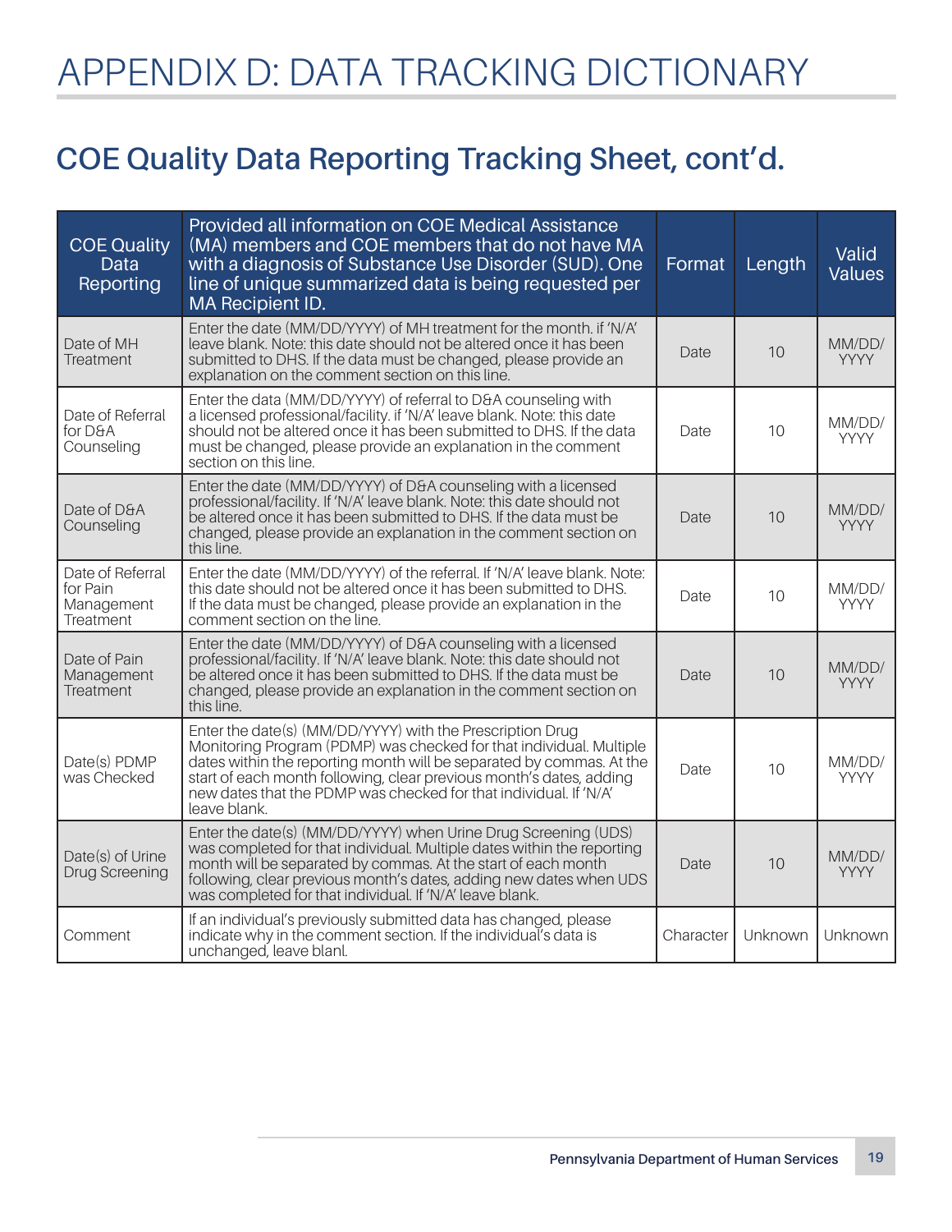# APPENDIX D: DATA TRACKING DICTIONARY

## COE Quality Data Reporting Tracking Sheet, cont'd.

| COE Quality Data Reporting | Provided all information on COE Medical Assistance (MA) members and COE members that do not have MA with a diagnosis of Substance Use Disorder (SUD). One line of unique summarized data is being requested per MA Recipient ID. | Format | Length | Valid Values |
|---|---|---|---|---|
| Date of MH Treatment | Enter the date (MM/DD/YYYY) of MH treatment for the month. if 'N/A' leave blank. Note: this date should not be altered once it has been submitted to DHS. If the data must be changed, please provide an explanation on the comment section on this line. | Date | 10 | MM/DD/YYYY |
| Date of Referral for D&A Counseling | Enter the data (MM/DD/YYYY) of referral to D&A counseling with a licensed professional/facility. if 'N/A' leave blank. Note: this date should not be altered once it has been submitted to DHS. If the data must be changed, please provide an explanation in the comment section on this line. | Date | 10 | MM/DD/YYYY |
| Date of D&A Counseling | Enter the date (MM/DD/YYYY) of D&A counseling with a licensed professional/facility. If 'N/A' leave blank. Note: this date should not be altered once it has been submitted to DHS. If the data must be changed, please provide an explanation in the comment section on this line. | Date | 10 | MM/DD/YYYY |
| Date of Referral for Pain Management Treatment | Enter the date (MM/DD/YYYY) of the referral. If 'N/A' leave blank. Note: this date should not be altered once it has been submitted to DHS. If the data must be changed, please provide an explanation in the comment section on the line. | Date | 10 | MM/DD/YYYY |
| Date of Pain Management Treatment | Enter the date (MM/DD/YYYY) of D&A counseling with a licensed professional/facility. If 'N/A' leave blank. Note: this date should not be altered once it has been submitted to DHS. If the data must be changed, please provide an explanation in the comment section on this line. | Date | 10 | MM/DD/YYYY |
| Date(s) PDMP was Checked | Enter the date(s) (MM/DD/YYYY) with the Prescription Drug Monitoring Program (PDMP) was checked for that individual. Multiple dates within the reporting month will be separated by commas. At the start of each month following, clear previous month's dates, adding new dates that the PDMP was checked for that individual. If 'N/A' leave blank. | Date | 10 | MM/DD/YYYY |
| Date(s) of Urine Drug Screening | Enter the date(s) (MM/DD/YYYY) when Urine Drug Screening (UDS) was completed for that individual. Multiple dates within the reporting month will be separated by commas. At the start of each month following, clear previous month's dates, adding new dates when UDS was completed for that individual. If 'N/A' leave blank. | Date | 10 | MM/DD/YYYY |
| Comment | If an individual's previously submitted data has changed, please indicate why in the comment section. If the individual's data is unchanged, leave blanl. | Character | Unknown | Unknown |